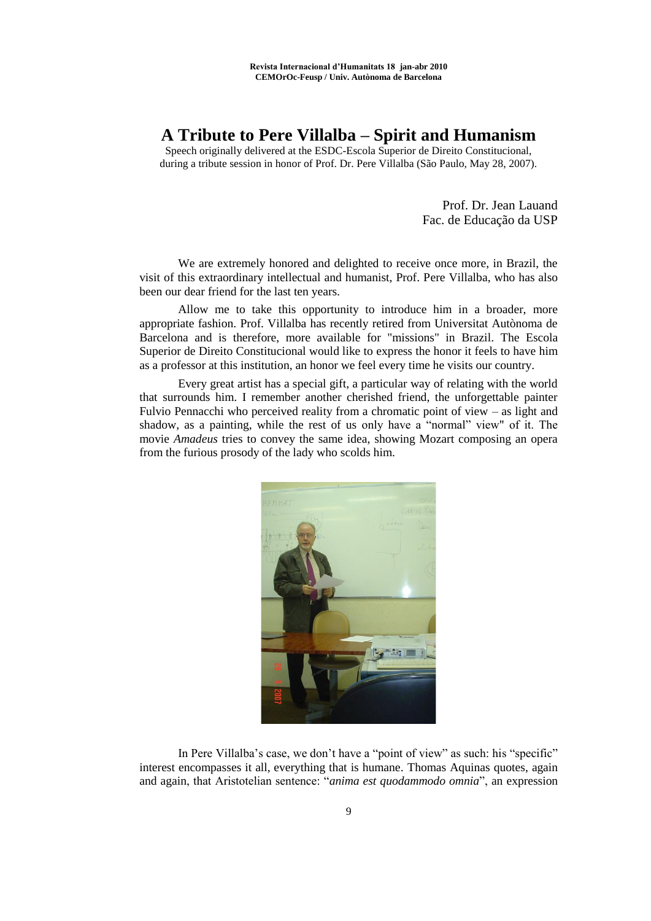# A Tribute to Pere Villalba – Spirit and Humanism

Speech originally delivered at the ESDC-Escola Superior de Direito Constitucional, during a tribute session in honor of Prof. Dr. Pere Villalba (São Paulo, May 28, 2007).

Prof. Dr. Jean Lauand
Fac. de Educação da USP

We are extremely honored and delighted to receive once more, in Brazil, the visit of this extraordinary intellectual and humanist, Prof. Pere Villalba, who has also been our dear friend for the last ten years.

Allow me to take this opportunity to introduce him in a broader, more appropriate fashion. Prof. Villalba has recently retired from Universitat Autònoma de Barcelona and is therefore, more available for "missions" in Brazil. The Escola Superior de Direito Constitucional would like to express the honor it feels to have him as a professor at this institution, an honor we feel every time he visits our country.

Every great artist has a special gift, a particular way of relating with the world that surrounds him. I remember another cherished friend, the unforgettable painter Fulvio Pennacchi who perceived reality from a chromatic point of view – as light and shadow, as a painting, while the rest of us only have a "normal" view" of it. The movie *Amadeus* tries to convey the same idea, showing Mozart composing an opera from the furious prosody of the lady who scolds him.

In Pere Villalba's case, we don't have a "point of view" as such: his "specific" interest encompasses it all, everything that is humane. Thomas Aquinas quotes, again and again, that Aristotelian sentence: "*anima est quodammodo omnia*", an expression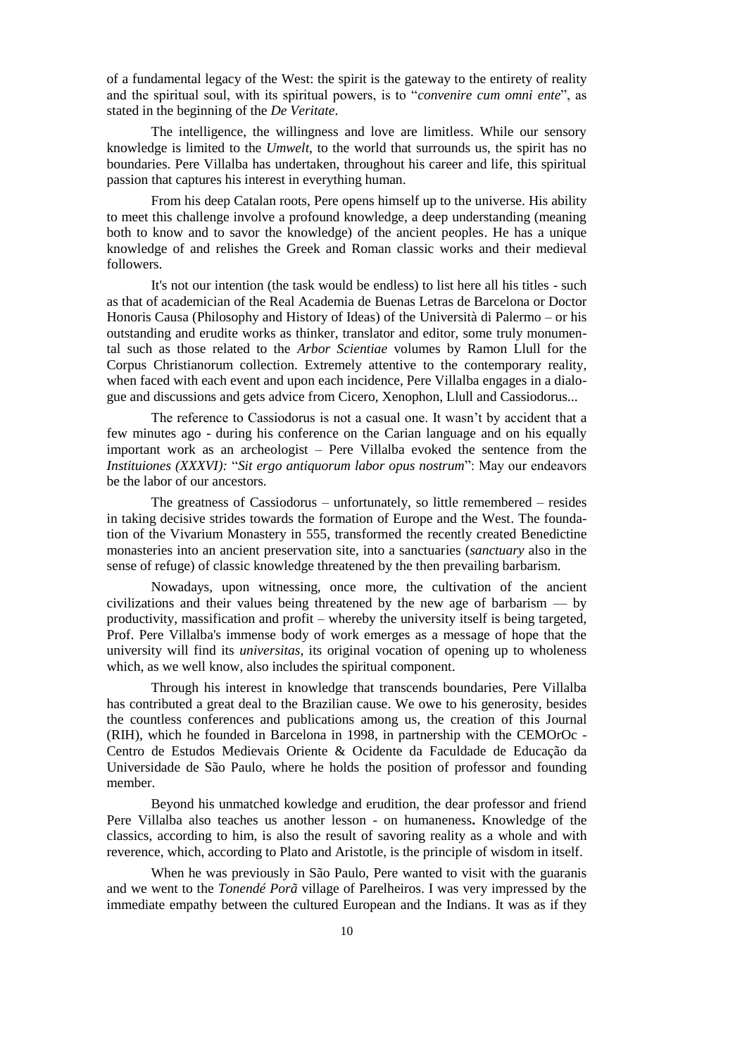of a fundamental legacy of the West: the spirit is the gateway to the entirety of reality and the spiritual soul, with its spiritual powers, is to "*convenire cum omni ente*", as stated in the beginning of the *De Veritate*.

The intelligence, the willingness and love are limitless. While our sensory knowledge is limited to the *Umwelt*, to the world that surrounds us, the spirit has no boundaries. Pere Villalba has undertaken, throughout his career and life, this spiritual passion that captures his interest in everything human.

From his deep Catalan roots, Pere opens himself up to the universe. His ability to meet this challenge involve a profound knowledge, a deep understanding (meaning both to know and to savor the knowledge) of the ancient peoples. He has a unique knowledge of and relishes the Greek and Roman classic works and their medieval followers.

It's not our intention (the task would be endless) to list here all his titles - such as that of academician of the Real Academia de Buenas Letras de Barcelona or Doctor Honoris Causa (Philosophy and History of Ideas) of the Università di Palermo – or his outstanding and erudite works as thinker, translator and editor, some truly monumental such as those related to the *Arbor Scientiae* volumes by Ramon Llull for the Corpus Christianorum collection. Extremely attentive to the contemporary reality, when faced with each event and upon each incidence, Pere Villalba engages in a dialogue and discussions and gets advice from Cicero, Xenophon, Llull and Cassiodorus...

The reference to Cassiodorus is not a casual one. It wasn't by accident that a few minutes ago - during his conference on the Carian language and on his equally important work as an archeologist – Pere Villalba evoked the sentence from the *Instituiones (XXXVI):* "*Sit ergo antiquorum labor opus nostrum*": May our endeavors be the labor of our ancestors.

The greatness of Cassiodorus – unfortunately, so little remembered – resides in taking decisive strides towards the formation of Europe and the West. The foundation of the Vivarium Monastery in 555, transformed the recently created Benedictine monasteries into an ancient preservation site, into a sanctuaries (*sanctuary* also in the sense of refuge) of classic knowledge threatened by the then prevailing barbarism.

Nowadays, upon witnessing, once more, the cultivation of the ancient civilizations and their values being threatened by the new age of barbarism — by productivity, massification and profit – whereby the university itself is being targeted, Prof. Pere Villalba's immense body of work emerges as a message of hope that the university will find its *universitas*, its original vocation of opening up to wholeness which, as we well know, also includes the spiritual component.

Through his interest in knowledge that transcends boundaries, Pere Villalba has contributed a great deal to the Brazilian cause. We owe to his generosity, besides the countless conferences and publications among us, the creation of this Journal (RIH), which he founded in Barcelona in 1998, in partnership with the CEMOrOc - Centro de Estudos Medievais Oriente & Ocidente da Faculdade de Educação da Universidade de São Paulo, where he holds the position of professor and founding member.

Beyond his unmatched kowledge and erudition, the dear professor and friend Pere Villalba also teaches us another lesson - on humaneness**.** Knowledge of the classics, according to him, is also the result of savoring reality as a whole and with reverence, which, according to Plato and Aristotle, is the principle of wisdom in itself.

When he was previously in São Paulo, Pere wanted to visit with the guaranis and we went to the *Tonendé Porã* village of Parelheiros. I was very impressed by the immediate empathy between the cultured European and the Indians. It was as if they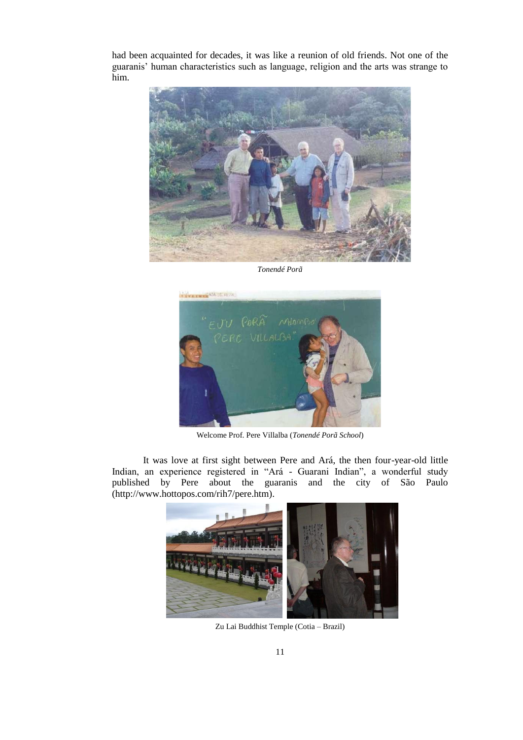had been acquainted for decades, it was like a reunion of old friends. Not one of the guaranis' human characteristics such as language, religion and the arts was strange to him.

*Tonendé Porã*

Welcome Prof. Pere Villalba (*Tonendé Porã School*)

It was love at first sight between Pere and Ará, the then four-year-old little Indian, an experience registered in "Ará - Guarani Indian", a wonderful study published by Pere about the guaranis and the city of São Paulo (http://www.hottopos.com/rih7/pere.htm).

Zu Lai Buddhist Temple (Cotia – Brazil)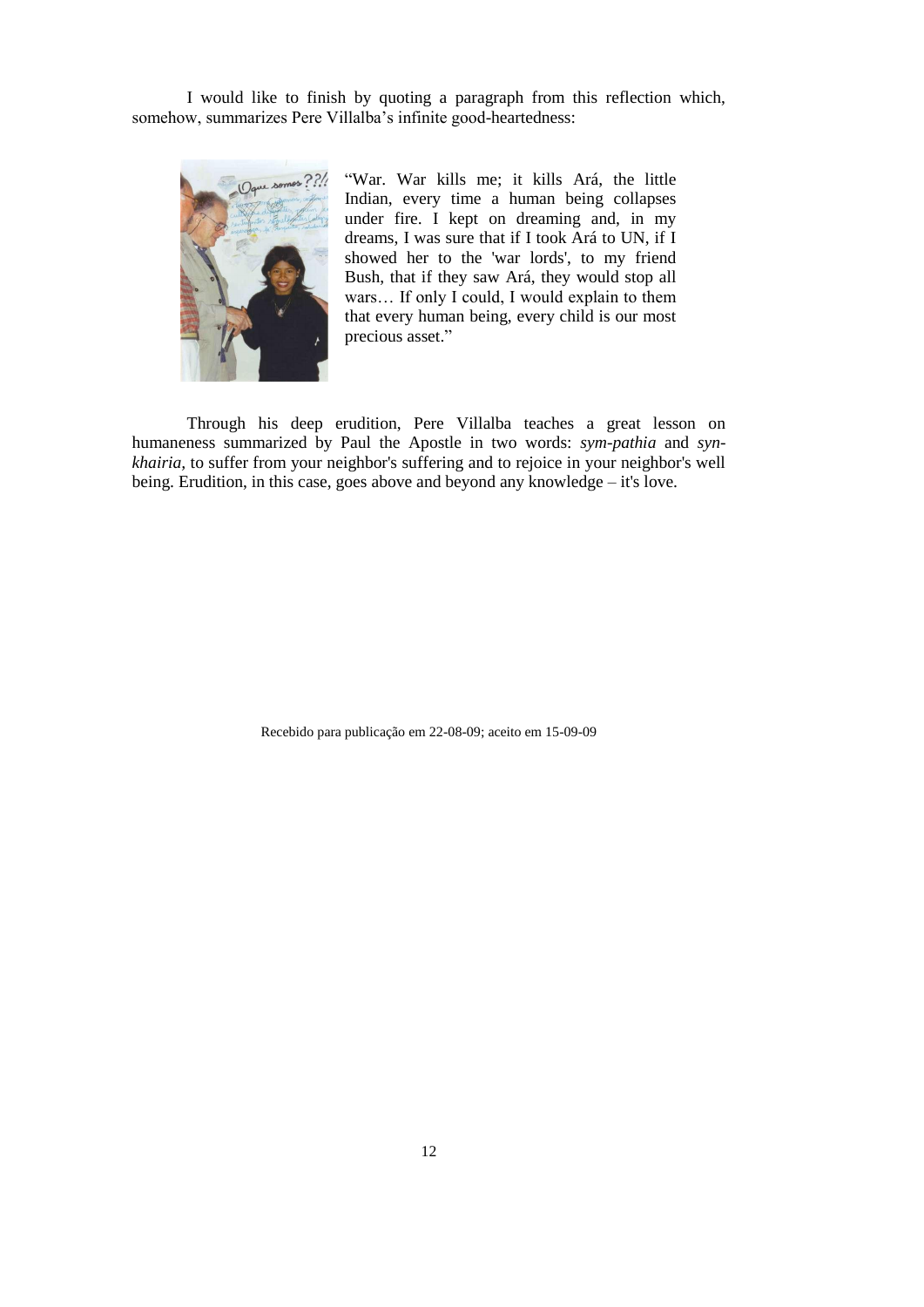I would like to finish by quoting a paragraph from this reflection which, somehow, summarizes Pere Villalba's infinite good-heartedness:

> "War. War kills me; it kills Ará, the little Indian, every time a human being collapses under fire. I kept on dreaming and, in my dreams, I was sure that if I took Ará to UN, if I showed her to the 'war lords', to my friend Bush, that if they saw Ará, they would stop all wars… If only I could, I would explain to them that every human being, every child is our most precious asset."

Through his deep erudition, Pere Villalba teaches a great lesson on humaneness summarized by Paul the Apostle in two words: *sym-pathia* and *syn-khairia*, to suffer from your neighbor's suffering and to rejoice in your neighbor's well being. Erudition, in this case, goes above and beyond any knowledge – it's love.

Recebido para publicação em 22-08-09; aceito em 15-09-09